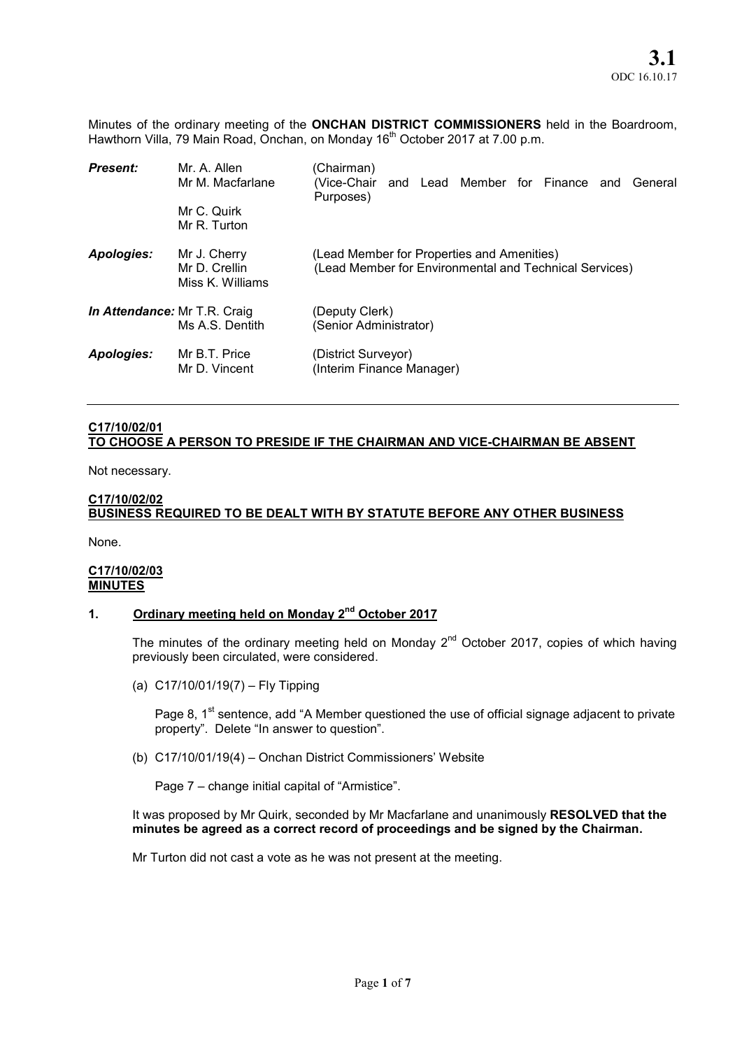**3.1**
ODC 16.10.17

Minutes of the ordinary meeting of the **ONCHAN DISTRICT COMMISSIONERS** held in the Boardroom, Hawthorn Villa, 79 Main Road, Onchan, on Monday 16th October 2017 at 7.00 p.m.

| | | |
|---|---|---|
| ***Present:*** | Mr. A. Allen | (Chairman) |
| | Mr M. Macfarlane | (Vice-Chair and Lead Member for Finance and General Purposes) |
| | Mr C. Quirk | |
| | Mr R. Turton | |
| ***Apologies:*** | Mr J. Cherry | (Lead Member for Properties and Amenities) |
| | Mr D. Crellin | (Lead Member for Environmental and Technical Services) |
| | Miss K. Williams | |
| ***In Attendance:*** | Mr T.R. Craig | (Deputy Clerk) |
| | Ms A.S. Dentith | (Senior Administrator) |
| ***Apologies:*** | Mr B.T. Price | (District Surveyor) |
| | Mr D. Vincent | (Interim Finance Manager) |

---

**C17/10/02/01**
**TO CHOOSE A PERSON TO PRESIDE IF THE CHAIRMAN AND VICE-CHAIRMAN BE ABSENT**

Not necessary.

**C17/10/02/02**
**BUSINESS REQUIRED TO BE DEALT WITH BY STATUTE BEFORE ANY OTHER BUSINESS**

None.

**C17/10/02/03**
**MINUTES**

**1. Ordinary meeting held on Monday 2nd October 2017**

The minutes of the ordinary meeting held on Monday 2nd October 2017, copies of which having previously been circulated, were considered.

(a) C17/10/01/19(7) – Fly Tipping

Page 8, 1st sentence, add "A Member questioned the use of official signage adjacent to private property". Delete "In answer to question".

(b) C17/10/01/19(4) – Onchan District Commissioners' Website

Page 7 – change initial capital of "Armistice".

It was proposed by Mr Quirk, seconded by Mr Macfarlane and unanimously **RESOLVED that the minutes be agreed as a correct record of proceedings and be signed by the Chairman.**

Mr Turton did not cast a vote as he was not present at the meeting.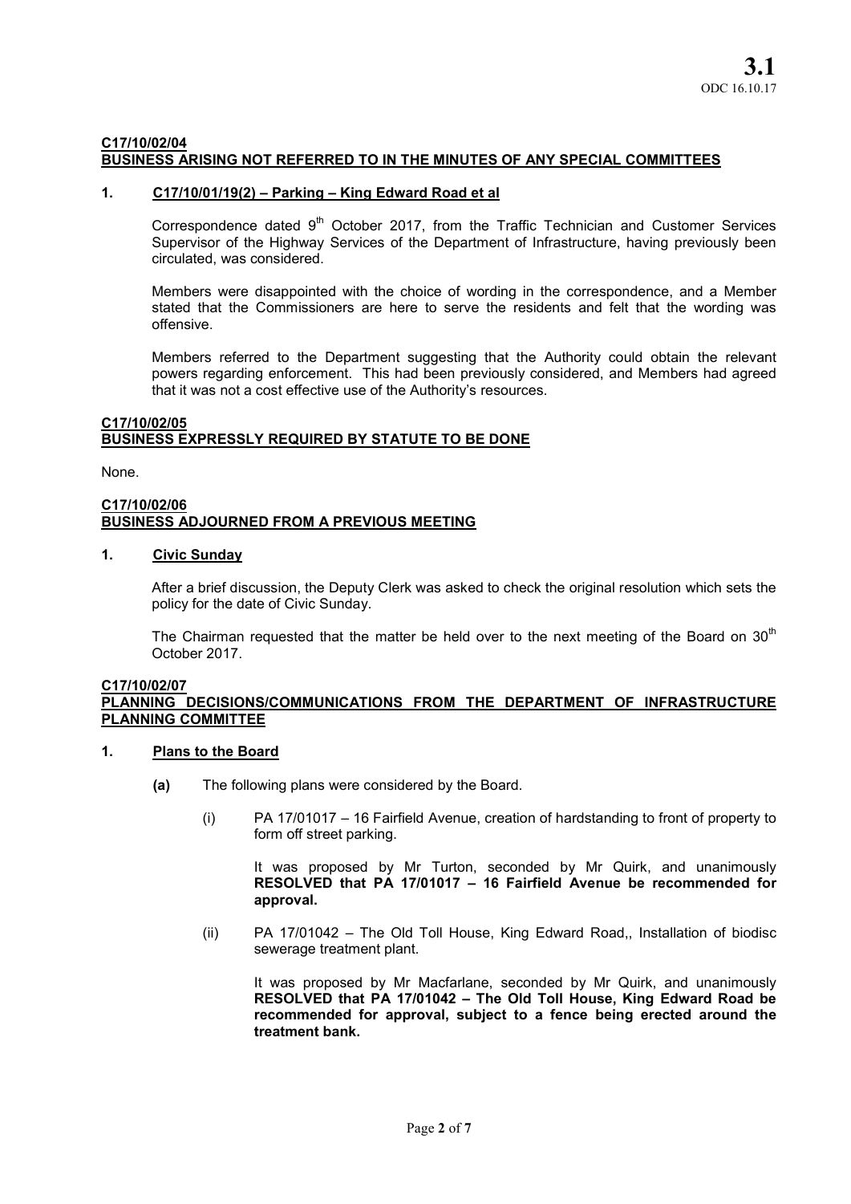**3.1**
ODC 16.10.17

**C17/10/02/04**
**BUSINESS ARISING NOT REFERRED TO IN THE MINUTES OF ANY SPECIAL COMMITTEES**

**1. C17/10/01/19(2) – Parking – King Edward Road et al**

Correspondence dated 9th October 2017, from the Traffic Technician and Customer Services Supervisor of the Highway Services of the Department of Infrastructure, having previously been circulated, was considered.

Members were disappointed with the choice of wording in the correspondence, and a Member stated that the Commissioners are here to serve the residents and felt that the wording was offensive.

Members referred to the Department suggesting that the Authority could obtain the relevant powers regarding enforcement. This had been previously considered, and Members had agreed that it was not a cost effective use of the Authority's resources.

**C17/10/02/05**
**BUSINESS EXPRESSLY REQUIRED BY STATUTE TO BE DONE**

None.

**C17/10/02/06**
**BUSINESS ADJOURNED FROM A PREVIOUS MEETING**

**1. Civic Sunday**

After a brief discussion, the Deputy Clerk was asked to check the original resolution which sets the policy for the date of Civic Sunday.

The Chairman requested that the matter be held over to the next meeting of the Board on 30th October 2017.

**C17/10/02/07**
**PLANNING DECISIONS/COMMUNICATIONS FROM THE DEPARTMENT OF INFRASTRUCTURE PLANNING COMMITTEE**

**1. Plans to the Board**

**(a)** The following plans were considered by the Board.

(i) PA 17/01017 – 16 Fairfield Avenue, creation of hardstanding to front of property to form off street parking.

It was proposed by Mr Turton, seconded by Mr Quirk, and unanimously **RESOLVED that PA 17/01017 – 16 Fairfield Avenue be recommended for approval.**

(ii) PA 17/01042 – The Old Toll House, King Edward Road,, Installation of biodisc sewerage treatment plant.

It was proposed by Mr Macfarlane, seconded by Mr Quirk, and unanimously **RESOLVED that PA 17/01042 – The Old Toll House, King Edward Road be recommended for approval, subject to a fence being erected around the treatment bank.**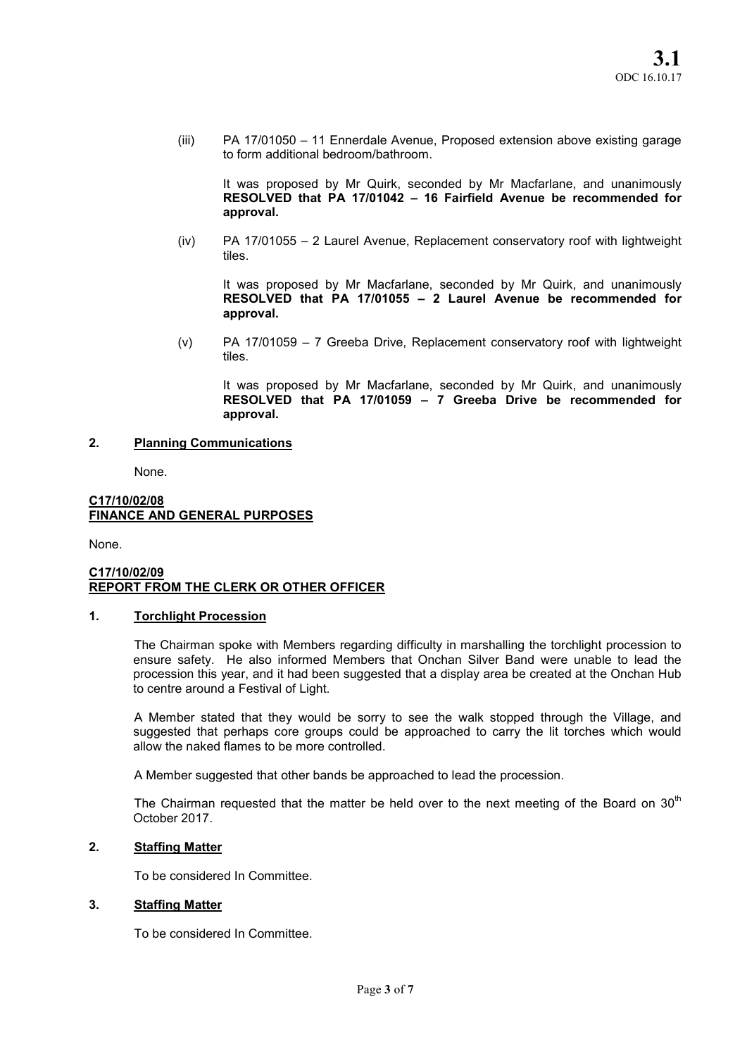(iii) PA 17/01050 – 11 Ennerdale Avenue, Proposed extension above existing garage to form additional bedroom/bathroom.

It was proposed by Mr Quirk, seconded by Mr Macfarlane, and unanimously **RESOLVED that PA 17/01042 – 16 Fairfield Avenue be recommended for approval.**

(iv) PA 17/01055 – 2 Laurel Avenue, Replacement conservatory roof with lightweight tiles.

It was proposed by Mr Macfarlane, seconded by Mr Quirk, and unanimously **RESOLVED that PA 17/01055 – 2 Laurel Avenue be recommended for approval.**

(v) PA 17/01059 – 7 Greeba Drive, Replacement conservatory roof with lightweight tiles.

It was proposed by Mr Macfarlane, seconded by Mr Quirk, and unanimously **RESOLVED that PA 17/01059 – 7 Greeba Drive be recommended for approval.**

**2. Planning Communications**

None.

**C17/10/02/08**
**FINANCE AND GENERAL PURPOSES**

None.

**C17/10/02/09**
**REPORT FROM THE CLERK OR OTHER OFFICER**

**1. Torchlight Procession**

The Chairman spoke with Members regarding difficulty in marshalling the torchlight procession to ensure safety. He also informed Members that Onchan Silver Band were unable to lead the procession this year, and it had been suggested that a display area be created at the Onchan Hub to centre around a Festival of Light.

A Member stated that they would be sorry to see the walk stopped through the Village, and suggested that perhaps core groups could be approached to carry the lit torches which would allow the naked flames to be more controlled.

A Member suggested that other bands be approached to lead the procession.

The Chairman requested that the matter be held over to the next meeting of the Board on 30th October 2017.

**2. Staffing Matter**

To be considered In Committee.

**3. Staffing Matter**

To be considered In Committee.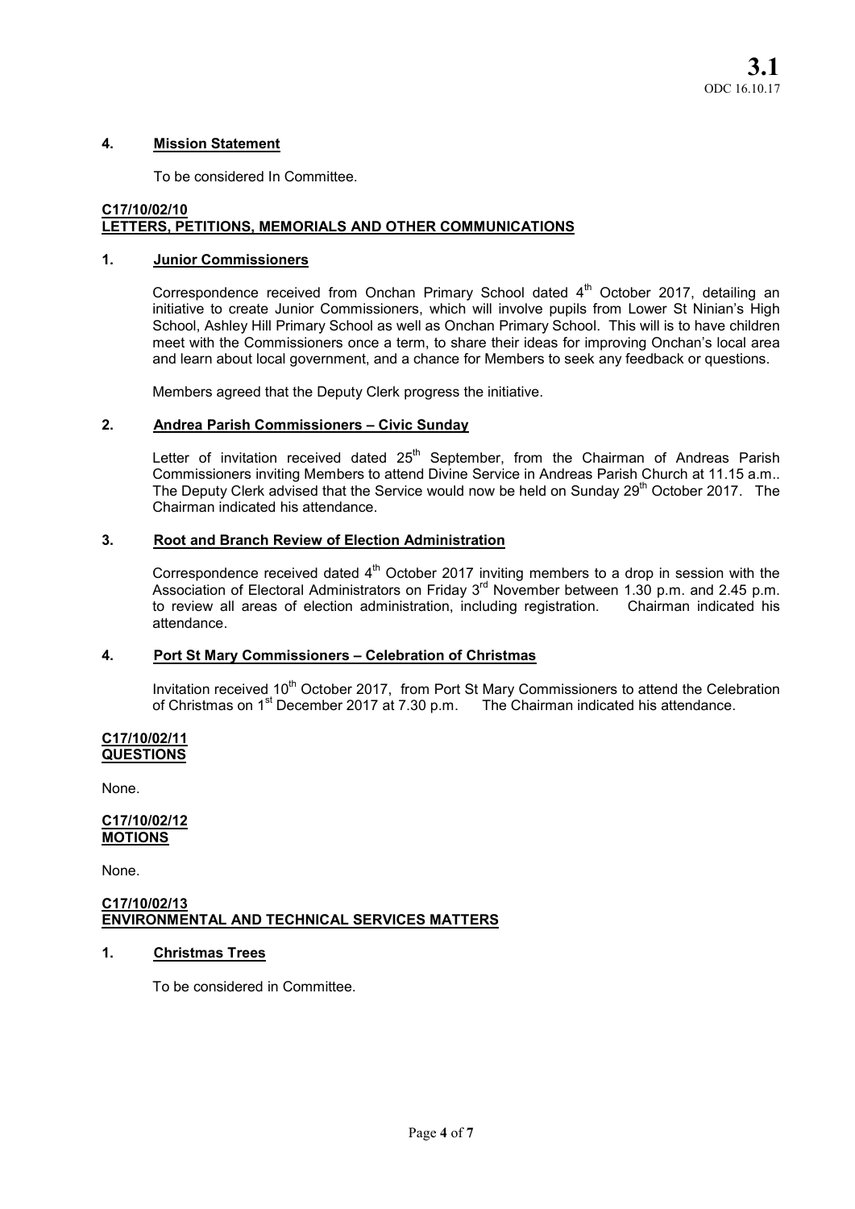**3.1**
ODC 16.10.17

**4. Mission Statement**

To be considered In Committee.

**C17/10/02/10**
**LETTERS, PETITIONS, MEMORIALS AND OTHER COMMUNICATIONS**

**1. Junior Commissioners**

Correspondence received from Onchan Primary School dated 4th October 2017, detailing an initiative to create Junior Commissioners, which will involve pupils from Lower St Ninian's High School, Ashley Hill Primary School as well as Onchan Primary School. This will is to have children meet with the Commissioners once a term, to share their ideas for improving Onchan's local area and learn about local government, and a chance for Members to seek any feedback or questions.

Members agreed that the Deputy Clerk progress the initiative.

**2. Andrea Parish Commissioners – Civic Sunday**

Letter of invitation received dated 25th September, from the Chairman of Andreas Parish Commissioners inviting Members to attend Divine Service in Andreas Parish Church at 11.15 a.m.. The Deputy Clerk advised that the Service would now be held on Sunday 29th October 2017. The Chairman indicated his attendance.

**3. Root and Branch Review of Election Administration**

Correspondence received dated 4th October 2017 inviting members to a drop in session with the Association of Electoral Administrators on Friday 3rd November between 1.30 p.m. and 2.45 p.m. to review all areas of election administration, including registration. Chairman indicated his attendance.

**4. Port St Mary Commissioners – Celebration of Christmas**

Invitation received 10th October 2017, from Port St Mary Commissioners to attend the Celebration of Christmas on 1st December 2017 at 7.30 p.m. The Chairman indicated his attendance.

**C17/10/02/11**
**QUESTIONS**

None.

**C17/10/02/12**
**MOTIONS**

None.

**C17/10/02/13**
**ENVIRONMENTAL AND TECHNICAL SERVICES MATTERS**

**1. Christmas Trees**

To be considered in Committee.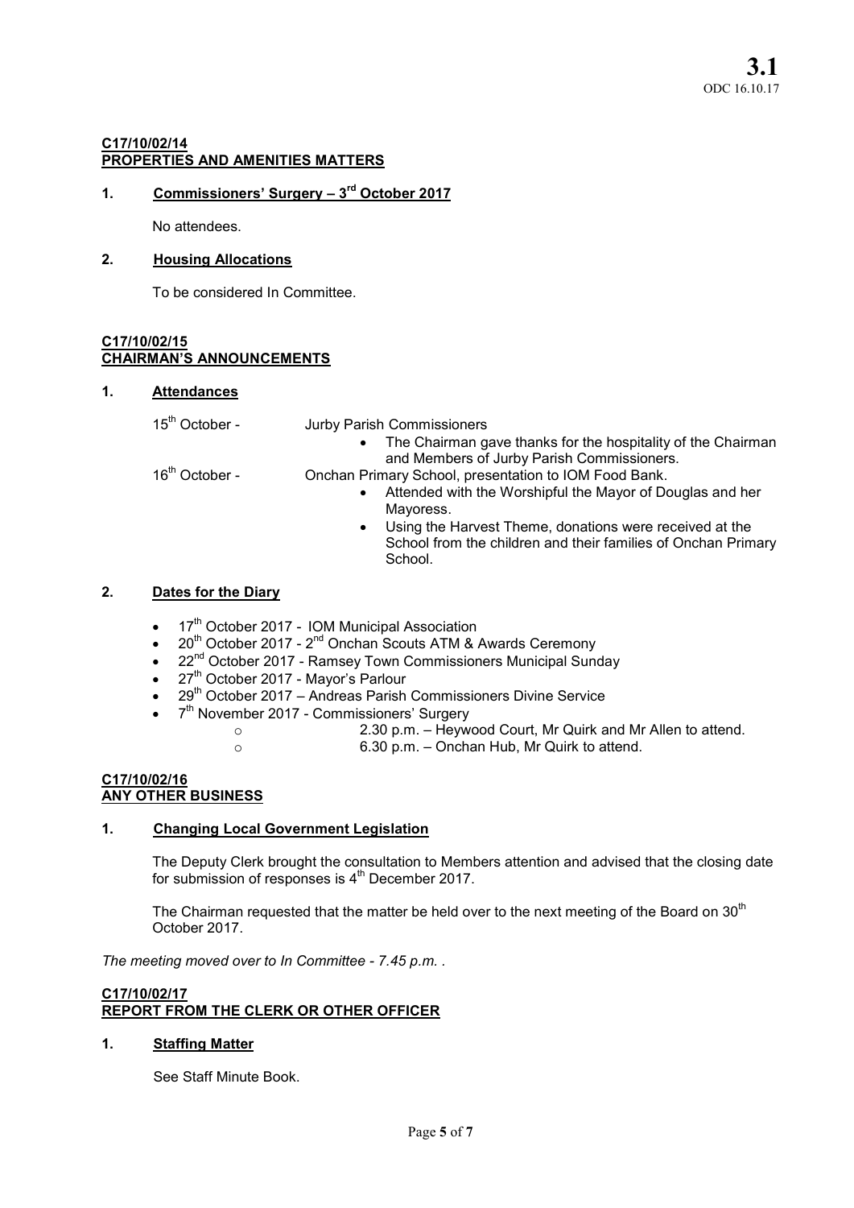**C17/10/02/14**
**PROPERTIES AND AMENITIES MATTERS**

**1. Commissioners' Surgery – 3rd October 2017**

No attendees.

**2. Housing Allocations**

To be considered In Committee.

**C17/10/02/15**
**CHAIRMAN'S ANNOUNCEMENTS**

**1. Attendances**

15th October - Jurby Parish Commissioners

- The Chairman gave thanks for the hospitality of the Chairman and Members of Jurby Parish Commissioners.

16th October - Onchan Primary School, presentation to IOM Food Bank.

- Attended with the Worshipful the Mayor of Douglas and her Mayoress.
- Using the Harvest Theme, donations were received at the School from the children and their families of Onchan Primary School.

**2. Dates for the Diary**

- 17th October 2017 - IOM Municipal Association
- 20th October 2017 - 2nd Onchan Scouts ATM & Awards Ceremony
- 22nd October 2017 - Ramsey Town Commissioners Municipal Sunday
- 27th October 2017 - Mayor's Parlour
- 29th October 2017 – Andreas Parish Commissioners Divine Service
- 7th November 2017 - Commissioners' Surgery
  - 2.30 p.m. – Heywood Court, Mr Quirk and Mr Allen to attend.
  - 6.30 p.m. – Onchan Hub, Mr Quirk to attend.

**C17/10/02/16**
**ANY OTHER BUSINESS**

**1. Changing Local Government Legislation**

The Deputy Clerk brought the consultation to Members attention and advised that the closing date for submission of responses is 4th December 2017.

The Chairman requested that the matter be held over to the next meeting of the Board on 30th October 2017.

*The meeting moved over to In Committee - 7.45 p.m. .*

**C17/10/02/17**
**REPORT FROM THE CLERK OR OTHER OFFICER**

**1. Staffing Matter**

See Staff Minute Book.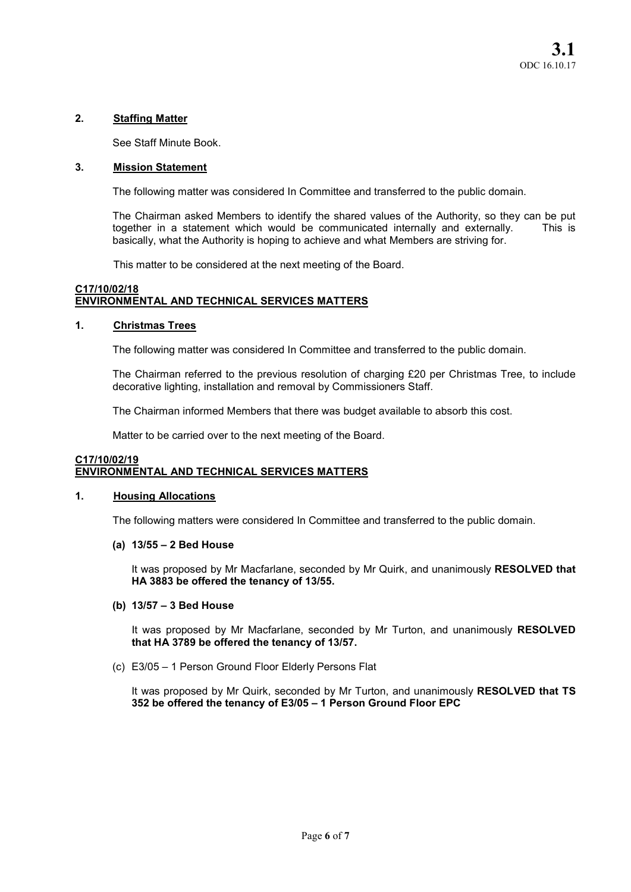**2. Staffing Matter**

See Staff Minute Book.

**3. Mission Statement**

The following matter was considered In Committee and transferred to the public domain.

The Chairman asked Members to identify the shared values of the Authority, so they can be put together in a statement which would be communicated internally and externally. This is basically, what the Authority is hoping to achieve and what Members are striving for.

This matter to be considered at the next meeting of the Board.

**C17/10/02/18**
**ENVIRONMENTAL AND TECHNICAL SERVICES MATTERS**

**1. Christmas Trees**

The following matter was considered In Committee and transferred to the public domain.

The Chairman referred to the previous resolution of charging £20 per Christmas Tree, to include decorative lighting, installation and removal by Commissioners Staff.

The Chairman informed Members that there was budget available to absorb this cost.

Matter to be carried over to the next meeting of the Board.

**C17/10/02/19**
**ENVIRONMENTAL AND TECHNICAL SERVICES MATTERS**

**1. Housing Allocations**

The following matters were considered In Committee and transferred to the public domain.

**(a) 13/55 – 2 Bed House**

It was proposed by Mr Macfarlane, seconded by Mr Quirk, and unanimously **RESOLVED that HA 3883 be offered the tenancy of 13/55.**

**(b) 13/57 – 3 Bed House**

It was proposed by Mr Macfarlane, seconded by Mr Turton, and unanimously **RESOLVED that HA 3789 be offered the tenancy of 13/57.**

(c) E3/05 – 1 Person Ground Floor Elderly Persons Flat

It was proposed by Mr Quirk, seconded by Mr Turton, and unanimously **RESOLVED that TS 352 be offered the tenancy of E3/05 – 1 Person Ground Floor EPC**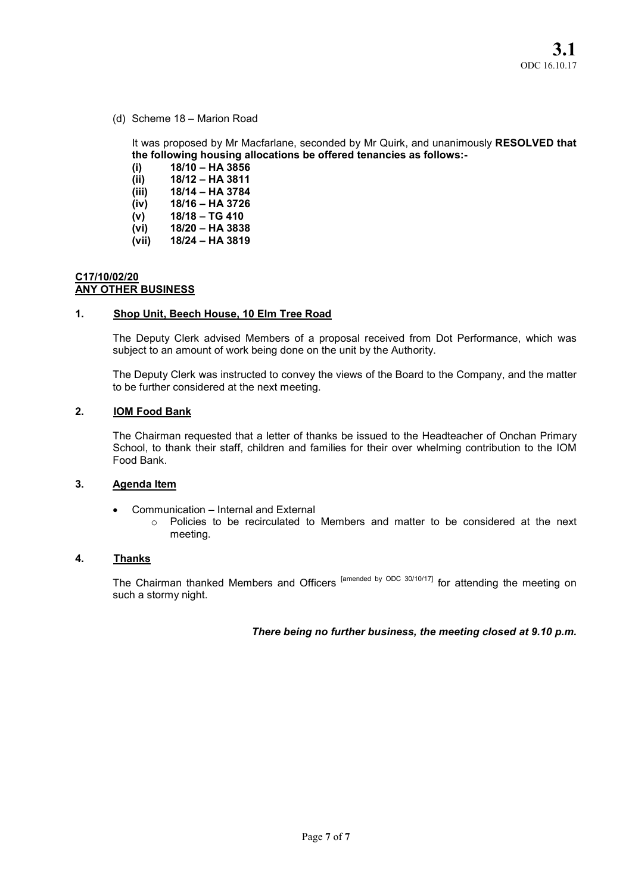(d) Scheme 18 – Marion Road

It was proposed by Mr Macfarlane, seconded by Mr Quirk, and unanimously **RESOLVED that the following housing allocations be offered tenancies as follows:-**

**(i) 18/10 – HA 3856**
**(ii) 18/12 – HA 3811**
**(iii) 18/14 – HA 3784**
**(iv) 18/16 – HA 3726**
**(v) 18/18 – TG 410**
**(vi) 18/20 – HA 3838**
**(vii) 18/24 – HA 3819**

**C17/10/02/20**
**ANY OTHER BUSINESS**

**1. Shop Unit, Beech House, 10 Elm Tree Road**

The Deputy Clerk advised Members of a proposal received from Dot Performance, which was subject to an amount of work being done on the unit by the Authority.

The Deputy Clerk was instructed to convey the views of the Board to the Company, and the matter to be further considered at the next meeting.

**2. IOM Food Bank**

The Chairman requested that a letter of thanks be issued to the Headteacher of Onchan Primary School, to thank their staff, children and families for their over whelming contribution to the IOM Food Bank.

**3. Agenda Item**

- Communication – Internal and External
  - Policies to be recirculated to Members and matter to be considered at the next meeting.

**4. Thanks**

The Chairman thanked Members and Officers [amended by ODC 30/10/17] for attending the meeting on such a stormy night.

***There being no further business, the meeting closed at 9.10 p.m.***